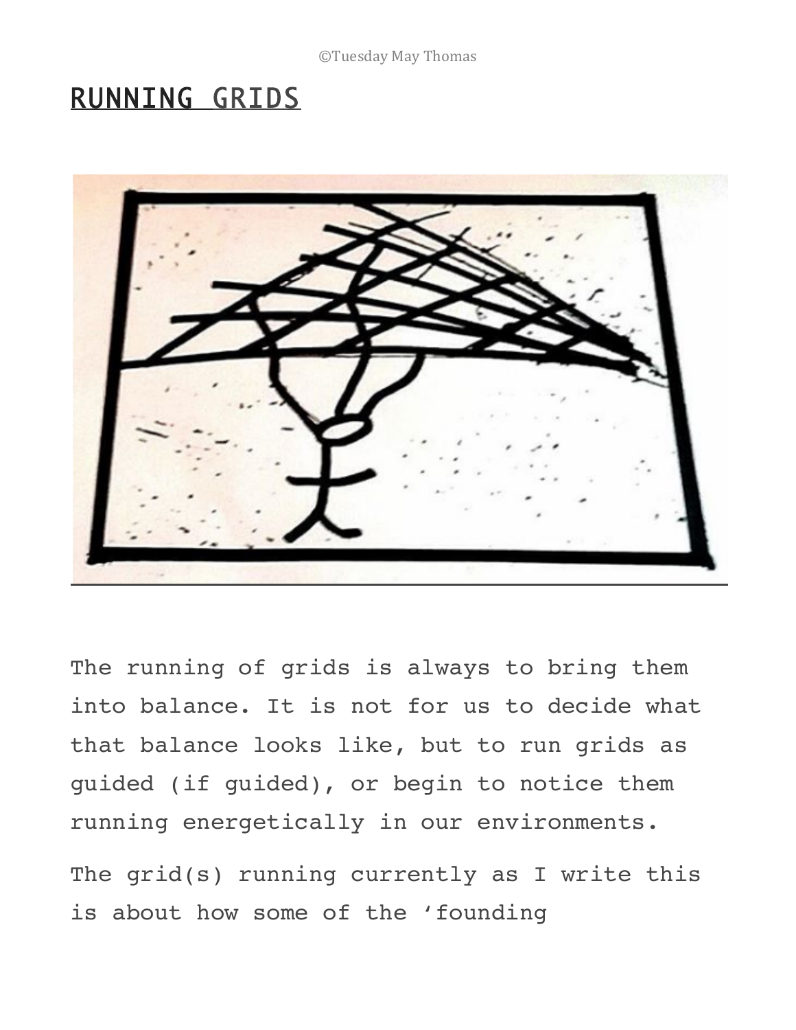# RUNNING GRIDS

The running of grids is always to bring them into balance. It is not for us to decide what that balance looks like, but to run grids as guided (if guided), or begin to notice them running energetically in our environments.

The grid(s) running currently as I write this is about how some of the 'founding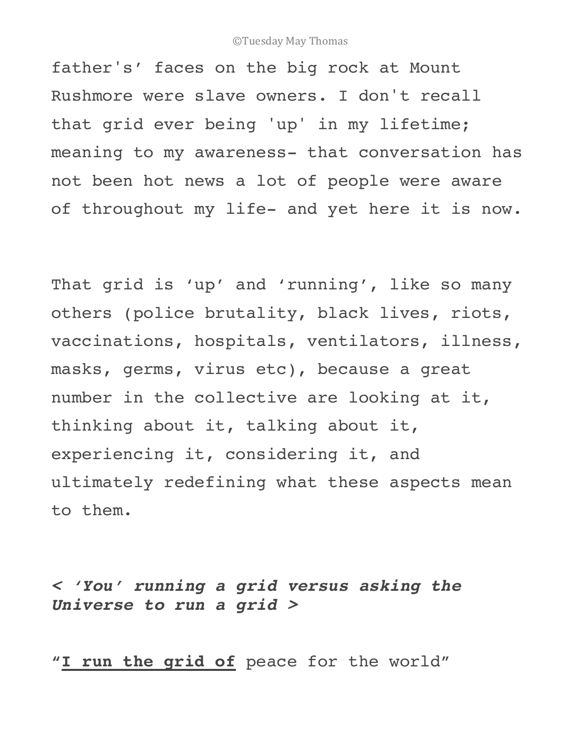father's' faces on the big rock at Mount Rushmore were slave owners. I don't recall that grid ever being 'up' in my lifetime; meaning to my awareness- that conversation has not been hot news a lot of people were aware of throughout my life- and yet here it is now.

That grid is 'up' and 'running', like so many others (police brutality, black lives, riots, vaccinations, hospitals, ventilators, illness, masks, germs, virus etc), because a great number in the collective are looking at it, thinking about it, talking about it, experiencing it, considering it, and ultimately redefining what these aspects mean to them.

***< 'You' running a grid versus asking the Universe to run a grid >***

"**<u>I run the grid of</u>** peace for the world"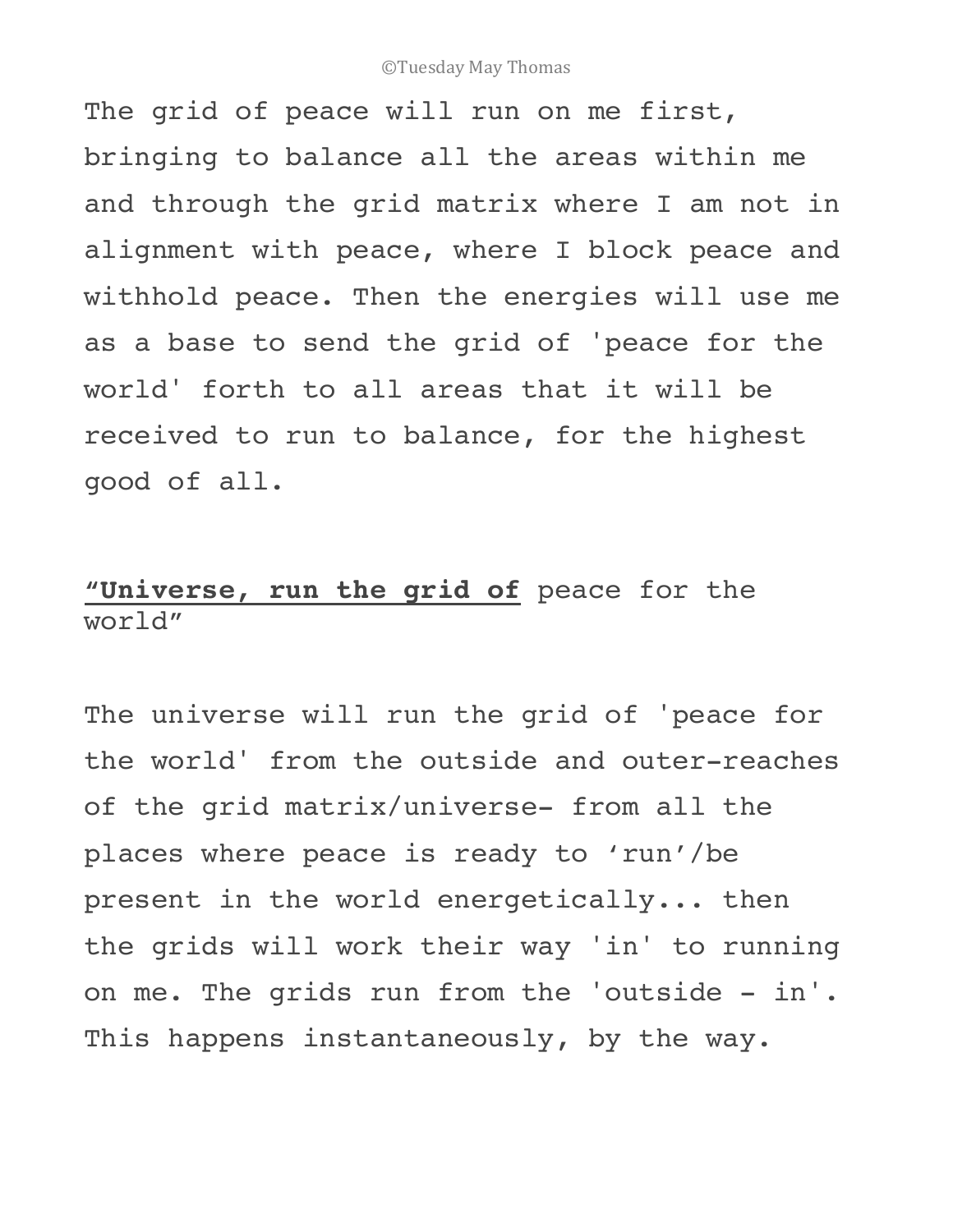The grid of peace will run on me first, bringing to balance all the areas within me and through the grid matrix where I am not in alignment with peace, where I block peace and withhold peace. Then the energies will use me as a base to send the grid of 'peace for the world' forth to all areas that it will be received to run to balance, for the highest good of all.

<u>**“Universe, run the grid of**</u> peace for the world”

The universe will run the grid of 'peace for the world' from the outside and outer-reaches of the grid matrix/universe- from all the places where peace is ready to ‘run’/be present in the world energetically... then the grids will work their way 'in' to running on me. The grids run from the 'outside - in'. This happens instantaneously, by the way.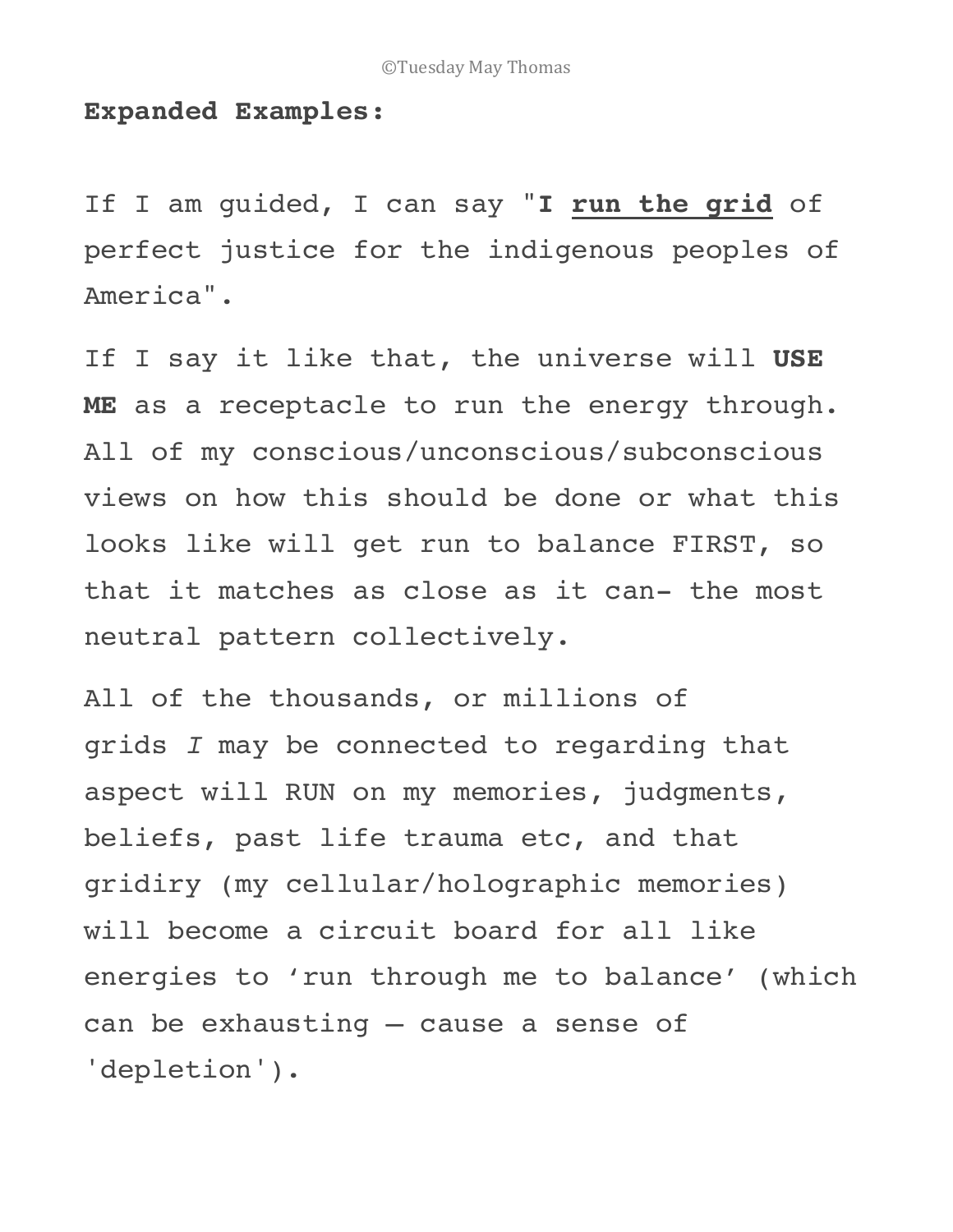**Expanded Examples:**

If I am guided, I can say "**I <u>run the grid</u>** of perfect justice for the indigenous peoples of America".

If I say it like that, the universe will **USE ME** as a receptacle to run the energy through. All of my conscious/unconscious/subconscious views on how this should be done or what this looks like will get run to balance FIRST, so that it matches as close as it can- the most neutral pattern collectively.

All of the thousands, or millions of grids *I* may be connected to regarding that aspect will RUN on my memories, judgments, beliefs, past life trauma etc, and that gridiry (my cellular/holographic memories) will become a circuit board for all like energies to 'run through me to balance' (which can be exhausting – cause a sense of 'depletion').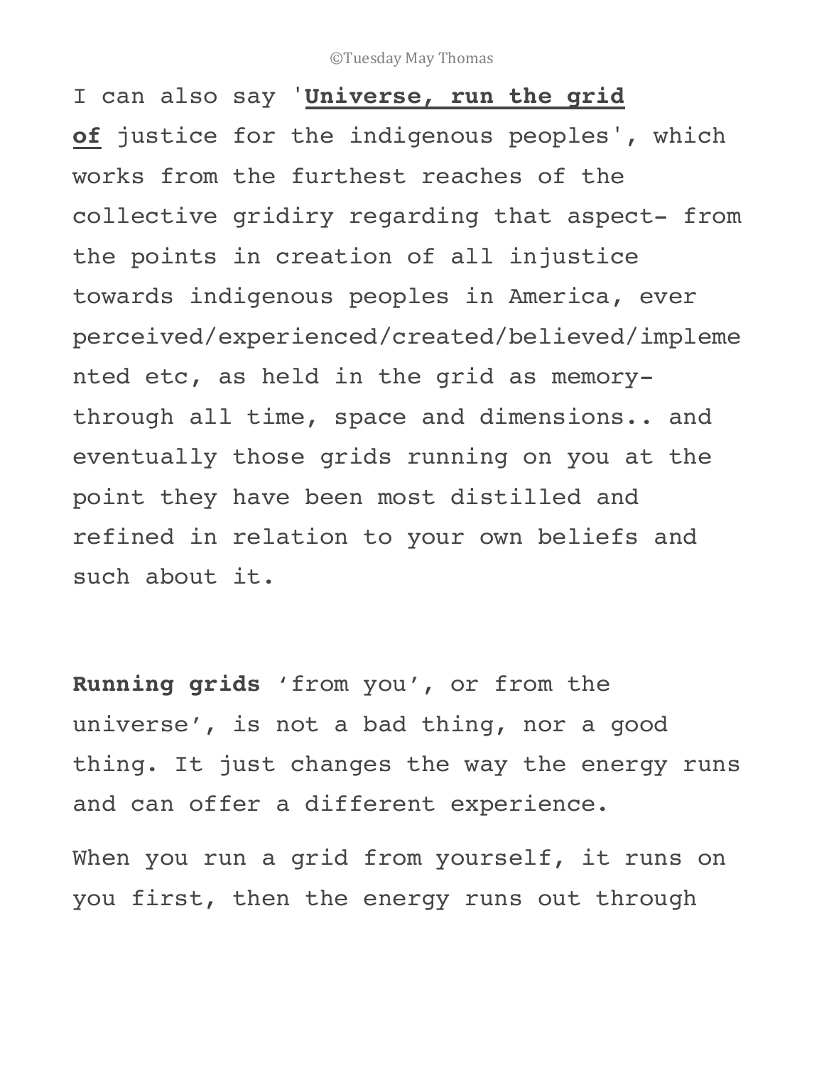I can also say '**<u>Universe, run the grid of</u>** justice for the indigenous peoples', which works from the furthest reaches of the collective gridiry regarding that aspect- from the points in creation of all injustice towards indigenous peoples in America, ever perceived/experienced/created/believed/implemented etc, as held in the grid as memory- through all time, space and dimensions.. and eventually those grids running on you at the point they have been most distilled and refined in relation to your own beliefs and such about it.

**Running grids** 'from you', or from the universe', is not a bad thing, nor a good thing. It just changes the way the energy runs and can offer a different experience.

When you run a grid from yourself, it runs on you first, then the energy runs out through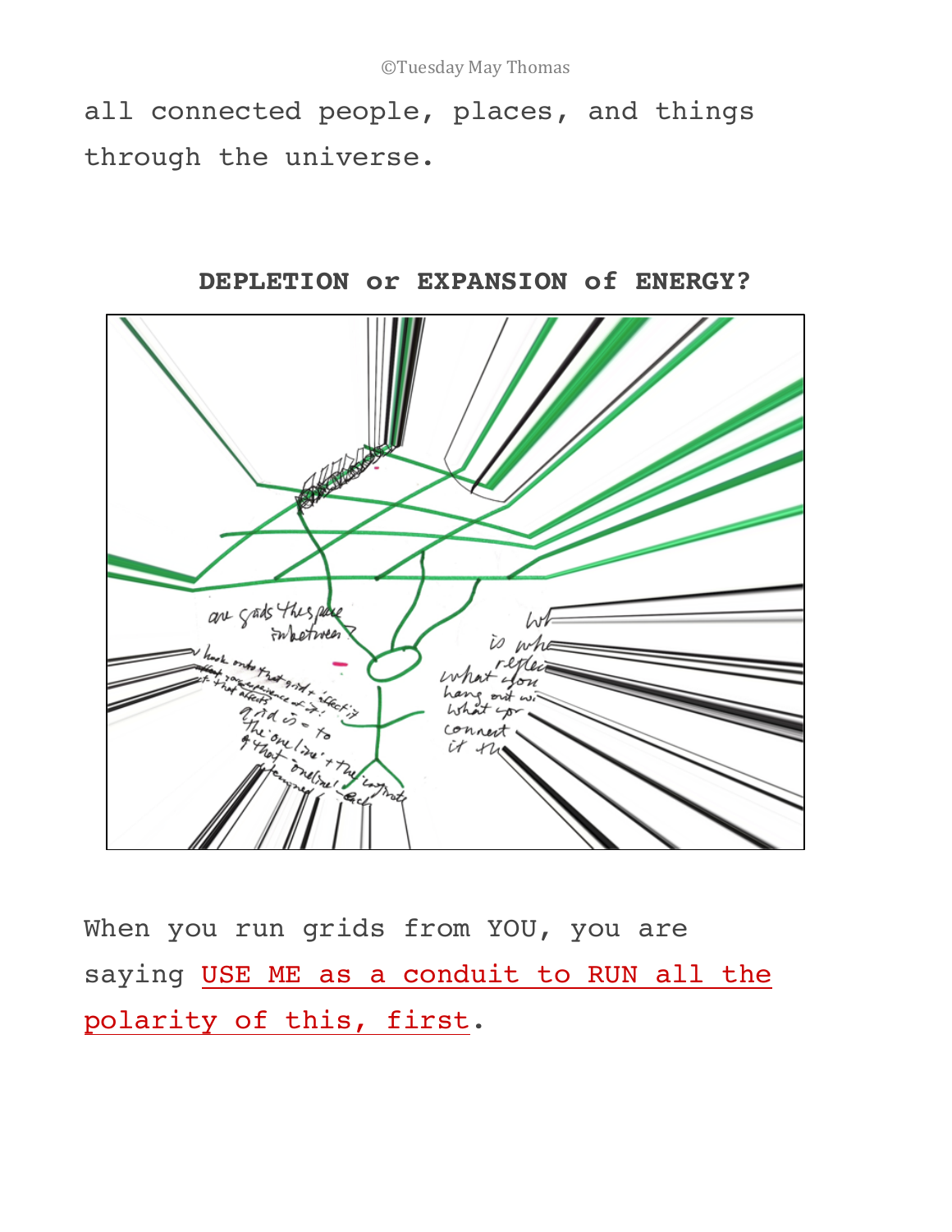all connected people, places, and things through the universe.

**DEPLETION or EXPANSION of ENERGY?**

When you run grids from YOU, you are saying USE ME as a conduit to RUN all the polarity of this, first.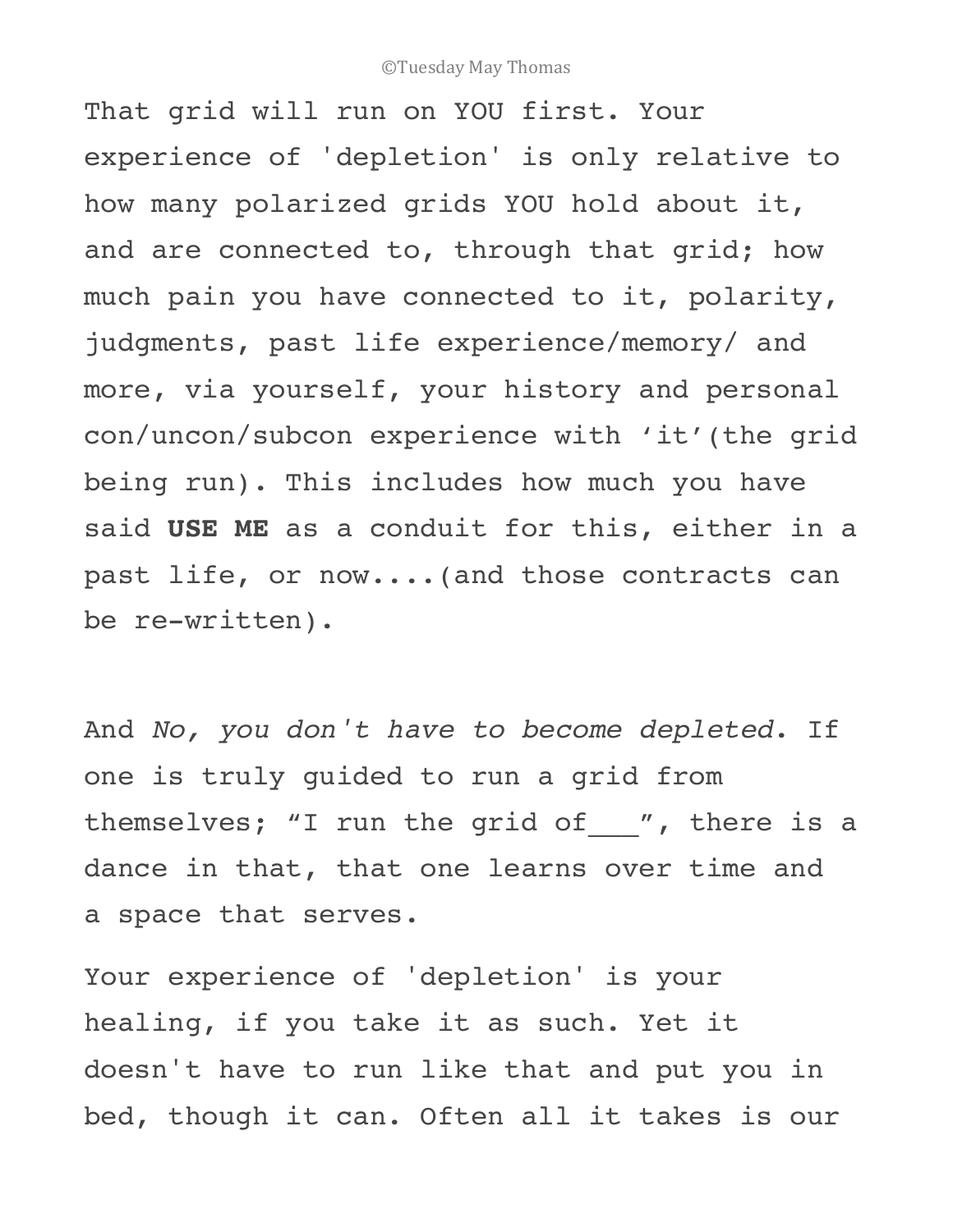That grid will run on YOU first. Your experience of 'depletion' is only relative to how many polarized grids YOU hold about it, and are connected to, through that grid; how much pain you have connected to it, polarity, judgments, past life experience/memory/ and more, via yourself, your history and personal con/uncon/subcon experience with 'it'(the grid being run). This includes how much you have said **USE ME** as a conduit for this, either in a past life, or now....(and those contracts can be re-written).

And *No, you don't have to become depleted*. If one is truly guided to run a grid from themselves; "I run the grid of___", there is a dance in that, that one learns over time and a space that serves.

Your experience of 'depletion' is your healing, if you take it as such. Yet it doesn't have to run like that and put you in bed, though it can. Often all it takes is our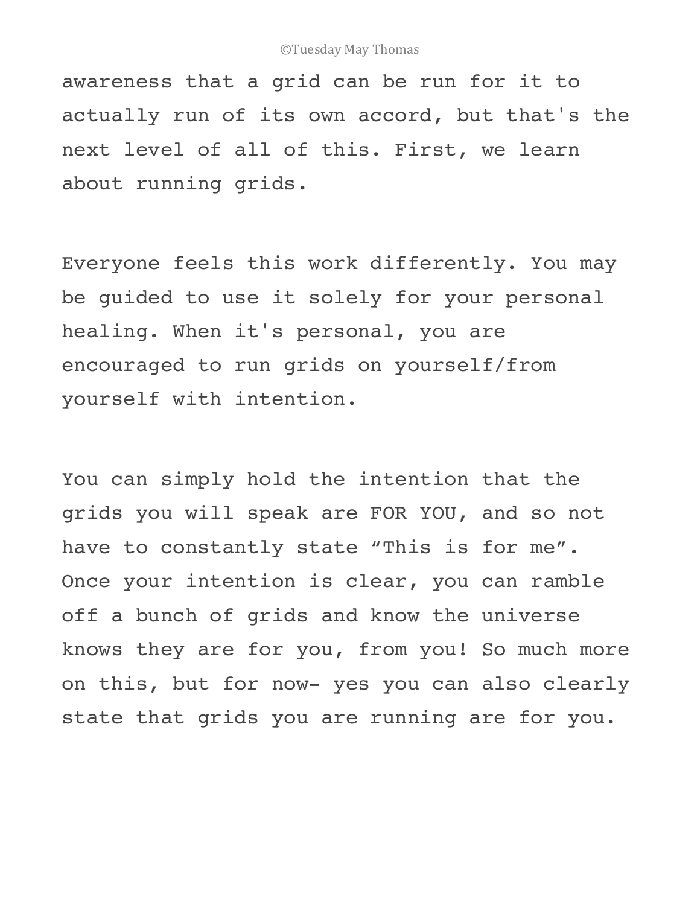awareness that a grid can be run for it to actually run of its own accord, but that's the next level of all of this. First, we learn about running grids.

Everyone feels this work differently. You may be guided to use it solely for your personal healing. When it's personal, you are encouraged to run grids on yourself/from yourself with intention.

You can simply hold the intention that the grids you will speak are FOR YOU, and so not have to constantly state “This is for me”. Once your intention is clear, you can ramble off a bunch of grids and know the universe knows they are for you, from you! So much more on this, but for now- yes you can also clearly state that grids you are running are for you.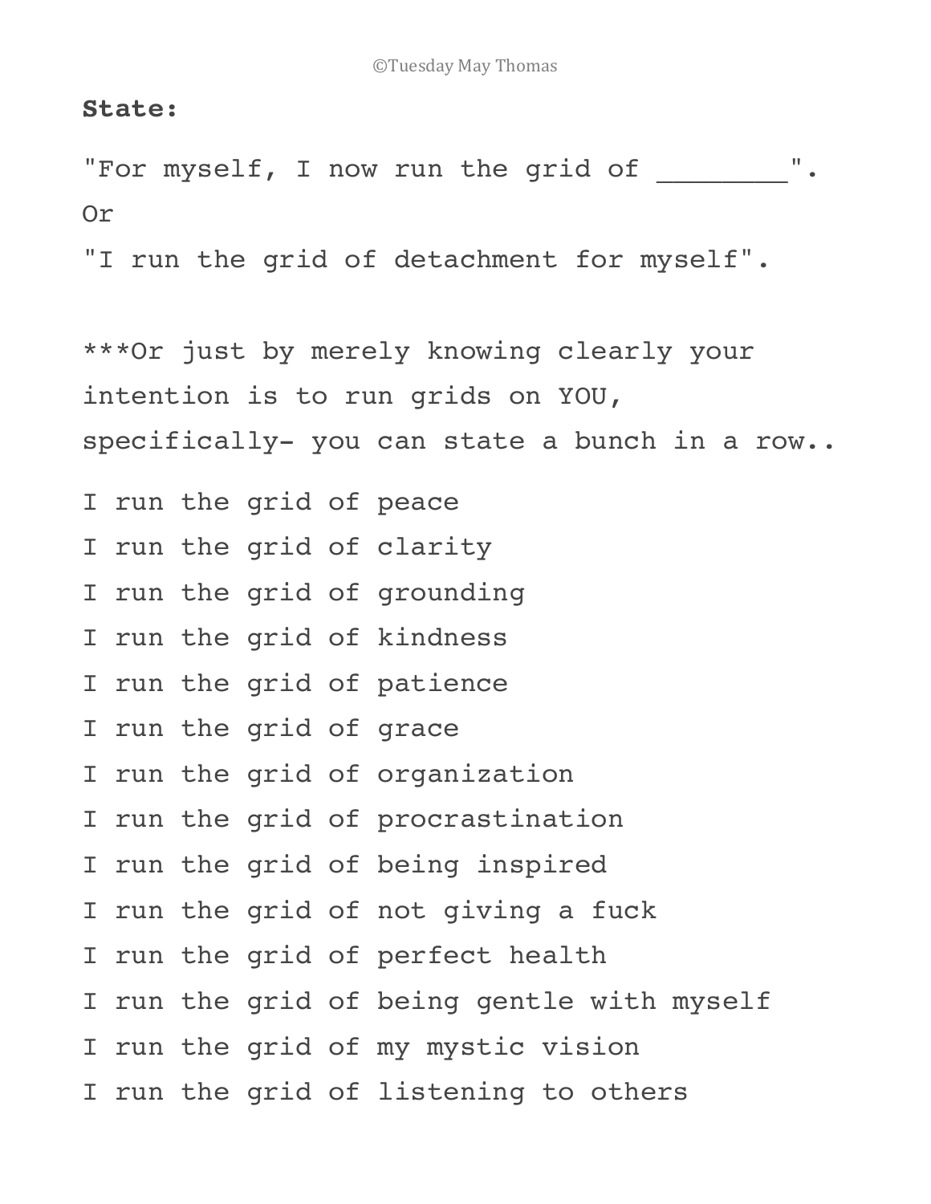**State:**

"For myself, I now run the grid of ________".

Or

"I run the grid of detachment for myself".

***Or just by merely knowing clearly your intention is to run grids on YOU, specifically- you can state a bunch in a row..

I run the grid of peace

I run the grid of clarity

I run the grid of grounding

I run the grid of kindness

I run the grid of patience

I run the grid of grace

I run the grid of organization

I run the grid of procrastination

I run the grid of being inspired

I run the grid of not giving a fuck

I run the grid of perfect health

I run the grid of being gentle with myself

I run the grid of my mystic vision

I run the grid of listening to others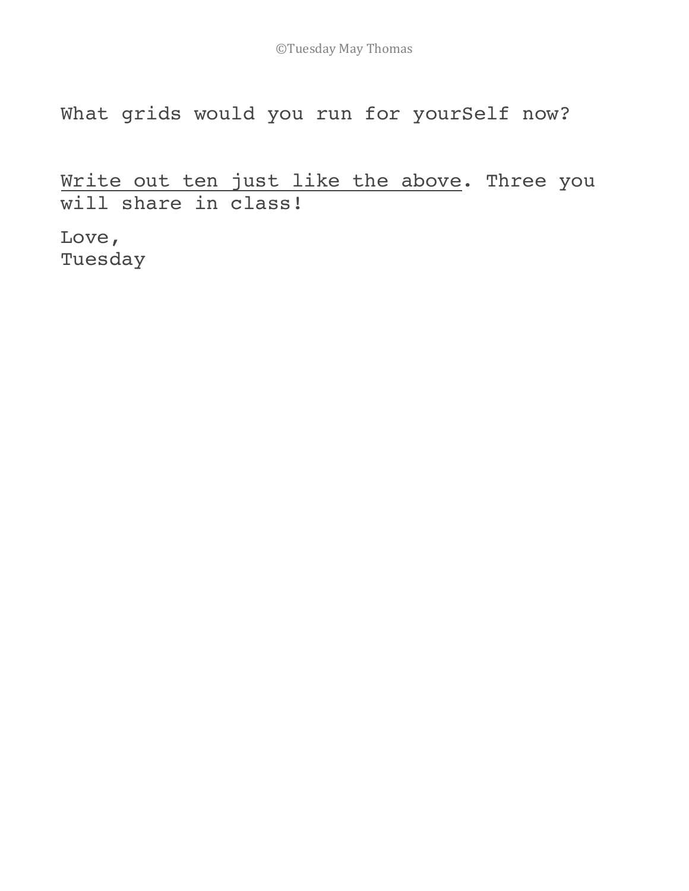What grids would you run for yourSelf now?

<u>Write out ten just like the above</u>. Three you will share in class!

Love,
Tuesday